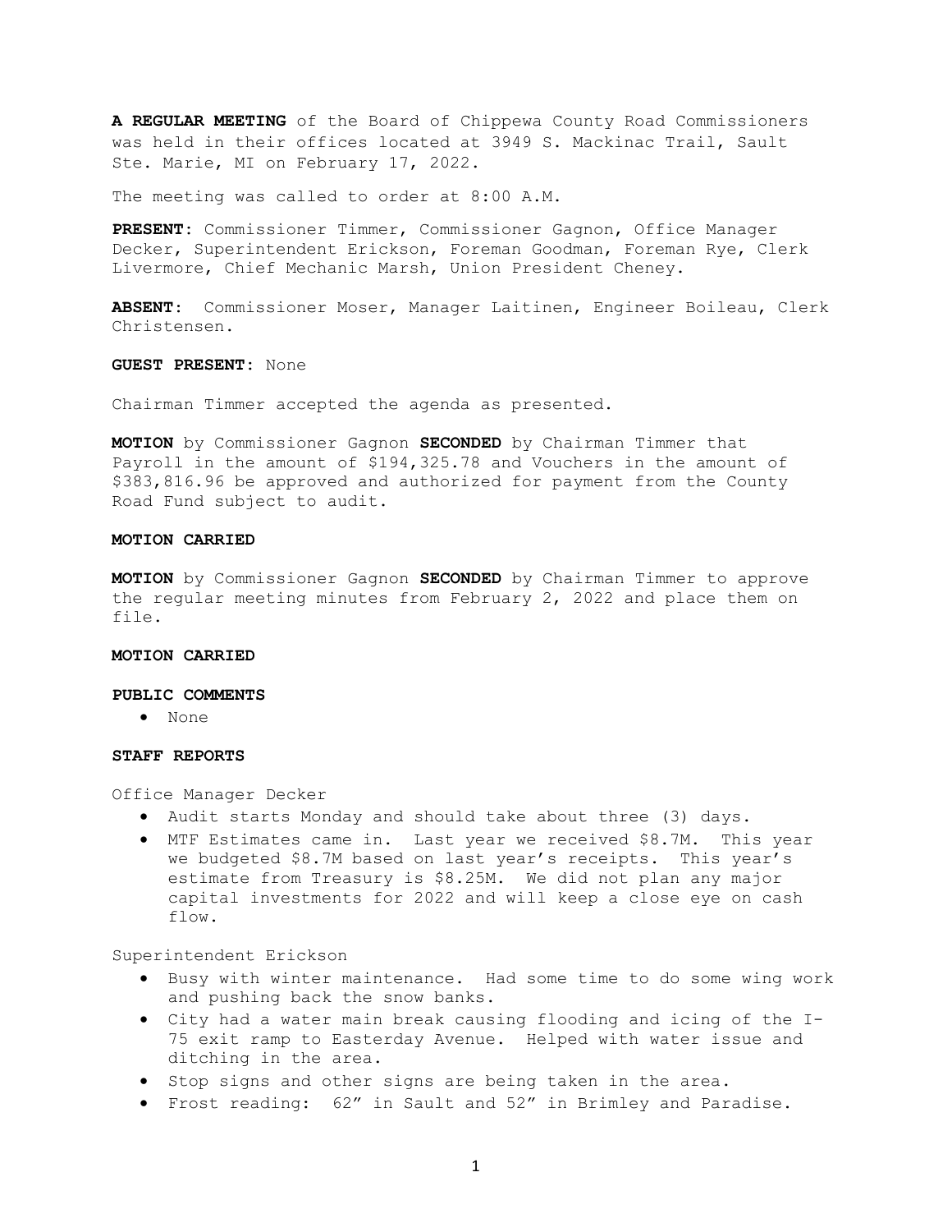**A REGULAR MEETING** of the Board of Chippewa County Road Commissioners was held in their offices located at 3949 S. Mackinac Trail, Sault Ste. Marie, MI on February 17, 2022.

The meeting was called to order at 8:00 A.M.

**PRESENT:** Commissioner Timmer, Commissioner Gagnon, Office Manager Decker, Superintendent Erickson, Foreman Goodman, Foreman Rye, Clerk Livermore, Chief Mechanic Marsh, Union President Cheney.

**ABSENT:** Commissioner Moser, Manager Laitinen, Engineer Boileau, Clerk Christensen.

**GUEST PRESENT:** None

Chairman Timmer accepted the agenda as presented.

**MOTION** by Commissioner Gagnon **SECONDED** by Chairman Timmer that Payroll in the amount of $194,325.78 and Vouchers in the amount of $383,816.96 be approved and authorized for payment from the County Road Fund subject to audit.

**MOTION CARRIED**

**MOTION** by Commissioner Gagnon **SECONDED** by Chairman Timmer to approve the regular meeting minutes from February 2, 2022 and place them on file.

**MOTION CARRIED**

**PUBLIC COMMENTS**

- None

**STAFF REPORTS**

Office Manager Decker

- Audit starts Monday and should take about three (3) days.
- MTF Estimates came in. Last year we received $8.7M. This year we budgeted $8.7M based on last year's receipts. This year's estimate from Treasury is $8.25M. We did not plan any major capital investments for 2022 and will keep a close eye on cash flow.

Superintendent Erickson

- Busy with winter maintenance. Had some time to do some wing work and pushing back the snow banks.
- City had a water main break causing flooding and icing of the I-75 exit ramp to Easterday Avenue. Helped with water issue and ditching in the area.
- Stop signs and other signs are being taken in the area.
- Frost reading: 62" in Sault and 52" in Brimley and Paradise.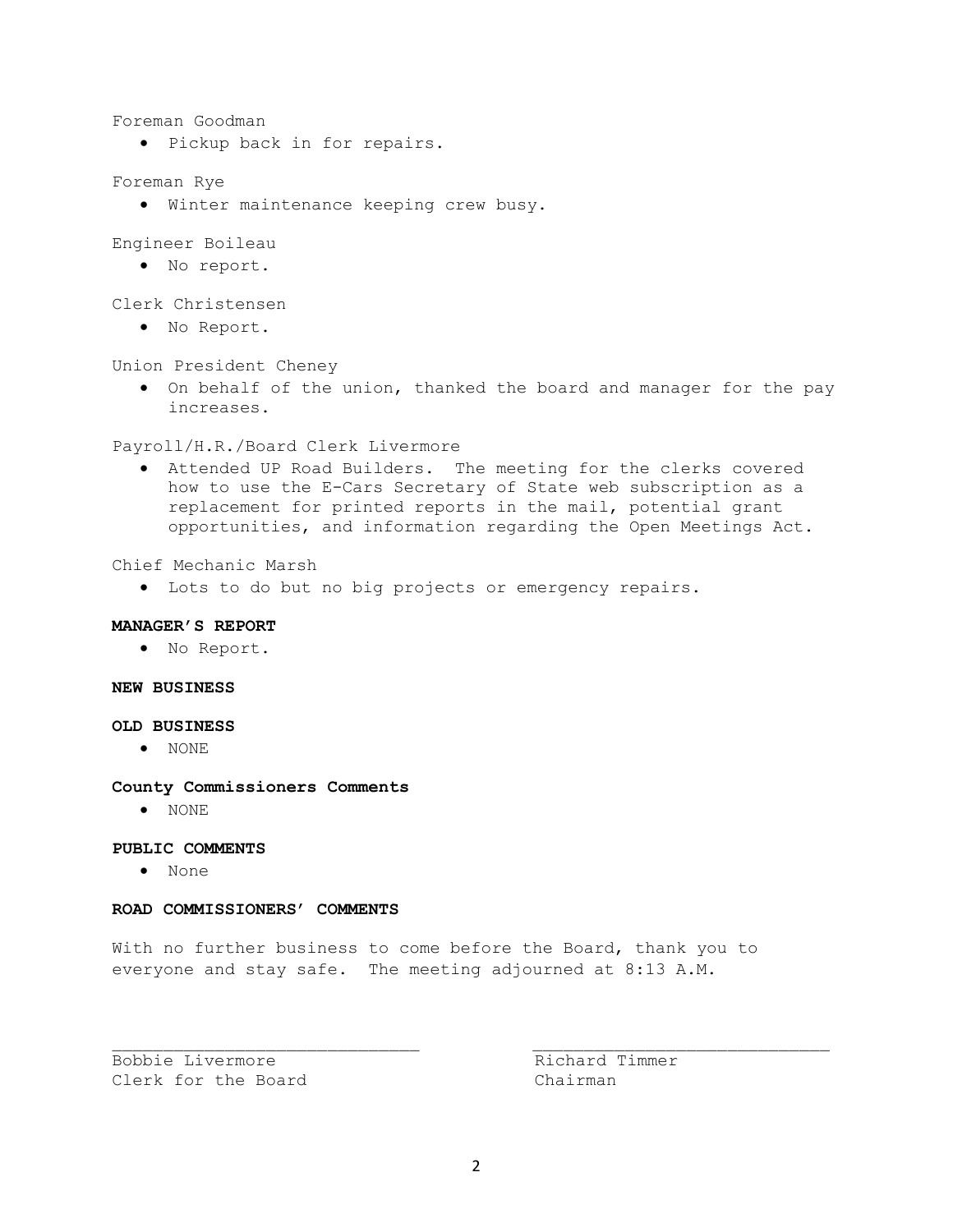Foreman Goodman

- Pickup back in for repairs.

Foreman Rye

- Winter maintenance keeping crew busy.

Engineer Boileau

- No report.

Clerk Christensen

- No Report.

Union President Cheney

- On behalf of the union, thanked the board and manager for the pay increases.

Payroll/H.R./Board Clerk Livermore

- Attended UP Road Builders. The meeting for the clerks covered how to use the E-Cars Secretary of State web subscription as a replacement for printed reports in the mail, potential grant opportunities, and information regarding the Open Meetings Act.

Chief Mechanic Marsh

- Lots to do but no big projects or emergency repairs.

**MANAGER'S REPORT**

- No Report.

**NEW BUSINESS**

**OLD BUSINESS**

- NONE

**County Commissioners Comments**

- NONE

**PUBLIC COMMENTS**

- None

**ROAD COMMISSIONERS' COMMENTS**

With no further business to come before the Board, thank you to everyone and stay safe. The meeting adjourned at 8:13 A.M.

| | |
|---|---|
| ______________________________ | ______________________________ |
| Bobbie Livermore | Richard Timmer |
| Clerk for the Board | Chairman |